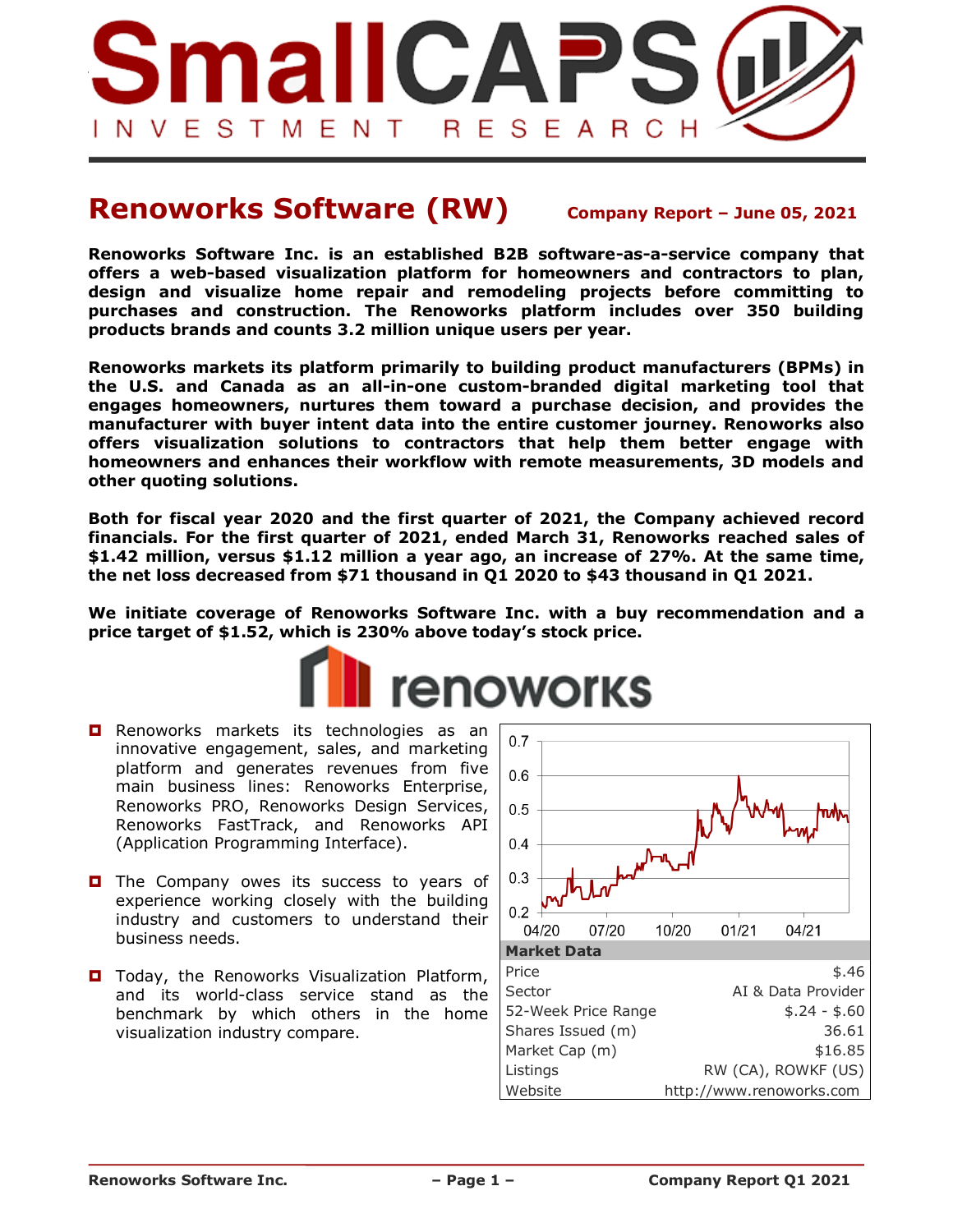# Renoworks Software (RW)

**Company Report – June 05, 2021**

**Renoworks Software Inc. is an established B2B software-as-a-service company that offers a web-based visualization platform for homeowners and contractors to plan, design and visualize home repair and remodeling projects before committing to purchases and construction. The Renoworks platform includes over 350 building products brands and counts 3.2 million unique users per year.**

**Renoworks markets its platform primarily to building product manufacturers (BPMs) in the U.S. and Canada as an all-in-one custom-branded digital marketing tool that engages homeowners, nurtures them toward a purchase decision, and provides the manufacturer with buyer intent data into the entire customer journey. Renoworks also offers visualization solutions to contractors that help them better engage with homeowners and enhances their workflow with remote measurements, 3D models and other quoting solutions.**

**Both for fiscal year 2020 and the first quarter of 2021, the Company achieved record financials. For the first quarter of 2021, ended March 31, Renoworks reached sales of $1.42 million, versus $1.12 million a year ago, an increase of 27%. At the same time, the net loss decreased from $71 thousand in Q1 2020 to $43 thousand in Q1 2021.**

**We initiate coverage of Renoworks Software Inc. with a buy recommendation and a price target of $1.52, which is 230% above today's stock price.**

- Renoworks markets its technologies as an innovative engagement, sales, and marketing platform and generates revenues from five main business lines: Renoworks Enterprise, Renoworks PRO, Renoworks Design Services, Renoworks FastTrack, and Renoworks API (Application Programming Interface).
- The Company owes its success to years of experience working closely with the building industry and customers to understand their business needs.
- Today, the Renoworks Visualization Platform, and its world-class service stand as the benchmark by which others in the home visualization industry compare.

| Market Data | |
|---|---|
| Price | $.46 |
| Sector | AI & Data Provider |
| 52-Week Price Range | $.24 - $.60 |
| Shares Issued (m) | 36.61 |
| Market Cap (m) | $16.85 |
| Listings | RW (CA), ROWKF (US) |
| Website | http://www.renoworks.com |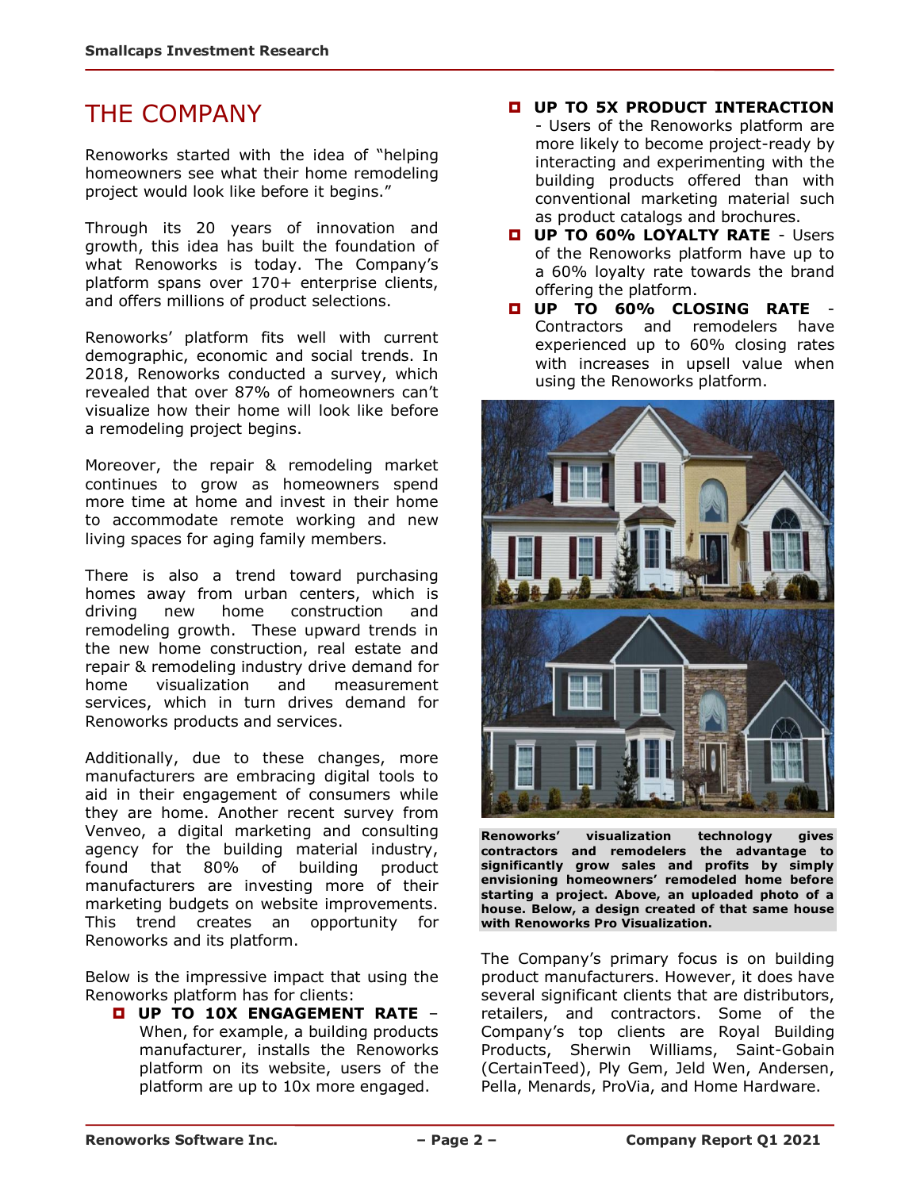# THE COMPANY

Renoworks started with the idea of "helping homeowners see what their home remodeling project would look like before it begins."

Through its 20 years of innovation and growth, this idea has built the foundation of what Renoworks is today. The Company's platform spans over 170+ enterprise clients, and offers millions of product selections.

Renoworks' platform fits well with current demographic, economic and social trends. In 2018, Renoworks conducted a survey, which revealed that over 87% of homeowners can't visualize how their home will look like before a remodeling project begins.

Moreover, the repair & remodeling market continues to grow as homeowners spend more time at home and invest in their home to accommodate remote working and new living spaces for aging family members.

There is also a trend toward purchasing homes away from urban centers, which is driving new home construction and remodeling growth. These upward trends in the new home construction, real estate and repair & remodeling industry drive demand for home visualization and measurement services, which in turn drives demand for Renoworks products and services.

Additionally, due to these changes, more manufacturers are embracing digital tools to aid in their engagement of consumers while they are home. Another recent survey from Venveo, a digital marketing and consulting agency for the building material industry, found that 80% of building product manufacturers are investing more of their marketing budgets on website improvements. This trend creates an opportunity for Renoworks and its platform.

Below is the impressive impact that using the Renoworks platform has for clients:

- **UP TO 10X ENGAGEMENT RATE** – When, for example, a building products manufacturer, installs the Renoworks platform on its website, users of the platform are up to 10x more engaged.
- **UP TO 5X PRODUCT INTERACTION** - Users of the Renoworks platform are more likely to become project-ready by interacting and experimenting with the building products offered than with conventional marketing material such as product catalogs and brochures.
- **UP TO 60% LOYALTY RATE** - Users of the Renoworks platform have up to a 60% loyalty rate towards the brand offering the platform.
- **UP TO 60% CLOSING RATE** - Contractors and remodelers have experienced up to 60% closing rates with increases in upsell value when using the Renoworks platform.

**Renoworks' visualization technology gives contractors and remodelers the advantage to significantly grow sales and profits by simply envisioning homeowners' remodeled home before starting a project. Above, an uploaded photo of a house. Below, a design created of that same house with Renoworks Pro Visualization.**

The Company's primary focus is on building product manufacturers. However, it does have several significant clients that are distributors, retailers, and contractors. Some of the Company's top clients are Royal Building Products, Sherwin Williams, Saint-Gobain (CertainTeed), Ply Gem, Jeld Wen, Andersen, Pella, Menards, ProVia, and Home Hardware.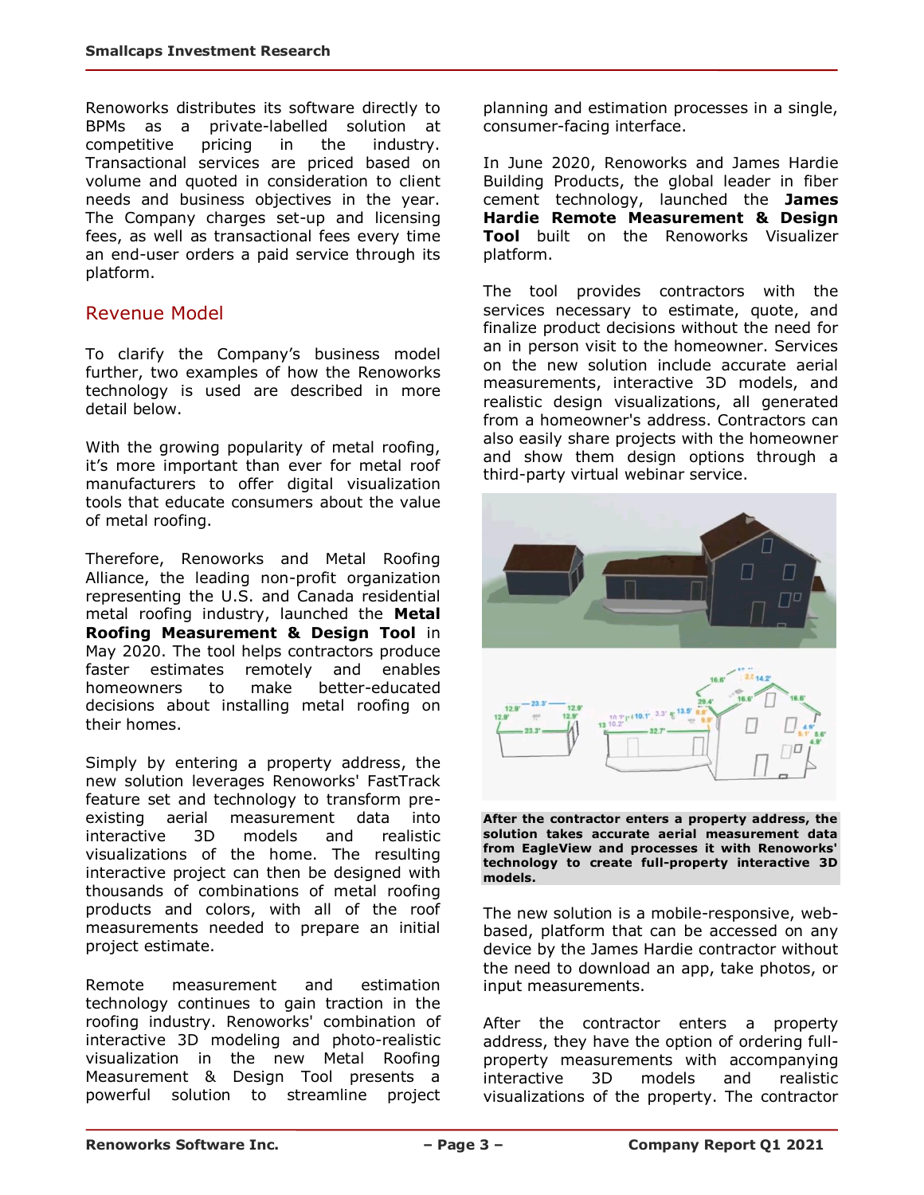Renoworks distributes its software directly to BPMs as a private-labelled solution at competitive pricing in the industry. Transactional services are priced based on volume and quoted in consideration to client needs and business objectives in the year. The Company charges set-up and licensing fees, as well as transactional fees every time an end-user orders a paid service through its platform.

## Revenue Model

To clarify the Company's business model further, two examples of how the Renoworks technology is used are described in more detail below.

With the growing popularity of metal roofing, it's more important than ever for metal roof manufacturers to offer digital visualization tools that educate consumers about the value of metal roofing.

Therefore, Renoworks and Metal Roofing Alliance, the leading non-profit organization representing the U.S. and Canada residential metal roofing industry, launched the **Metal Roofing Measurement & Design Tool** in May 2020. The tool helps contractors produce faster estimates remotely and enables homeowners to make better-educated decisions about installing metal roofing on their homes.

Simply by entering a property address, the new solution leverages Renoworks' FastTrack feature set and technology to transform pre-existing aerial measurement data into interactive 3D models and realistic visualizations of the home. The resulting interactive project can then be designed with thousands of combinations of metal roofing products and colors, with all of the roof measurements needed to prepare an initial project estimate.

Remote measurement and estimation technology continues to gain traction in the roofing industry. Renoworks' combination of interactive 3D modeling and photo-realistic visualization in the new Metal Roofing Measurement & Design Tool presents a powerful solution to streamline project planning and estimation processes in a single, consumer-facing interface.

In June 2020, Renoworks and James Hardie Building Products, the global leader in fiber cement technology, launched the **James Hardie Remote Measurement & Design Tool** built on the Renoworks Visualizer platform.

The tool provides contractors with the services necessary to estimate, quote, and finalize product decisions without the need for an in person visit to the homeowner. Services on the new solution include accurate aerial measurements, interactive 3D models, and realistic design visualizations, all generated from a homeowner's address. Contractors can also easily share projects with the homeowner and show them design options through a third-party virtual webinar service.

**After the contractor enters a property address, the solution takes accurate aerial measurement data from EagleView and processes it with Renoworks' technology to create full-property interactive 3D models.**

The new solution is a mobile-responsive, web-based, platform that can be accessed on any device by the James Hardie contractor without the need to download an app, take photos, or input measurements.

After the contractor enters a property address, they have the option of ordering full-property measurements with accompanying interactive 3D models and realistic visualizations of the property. The contractor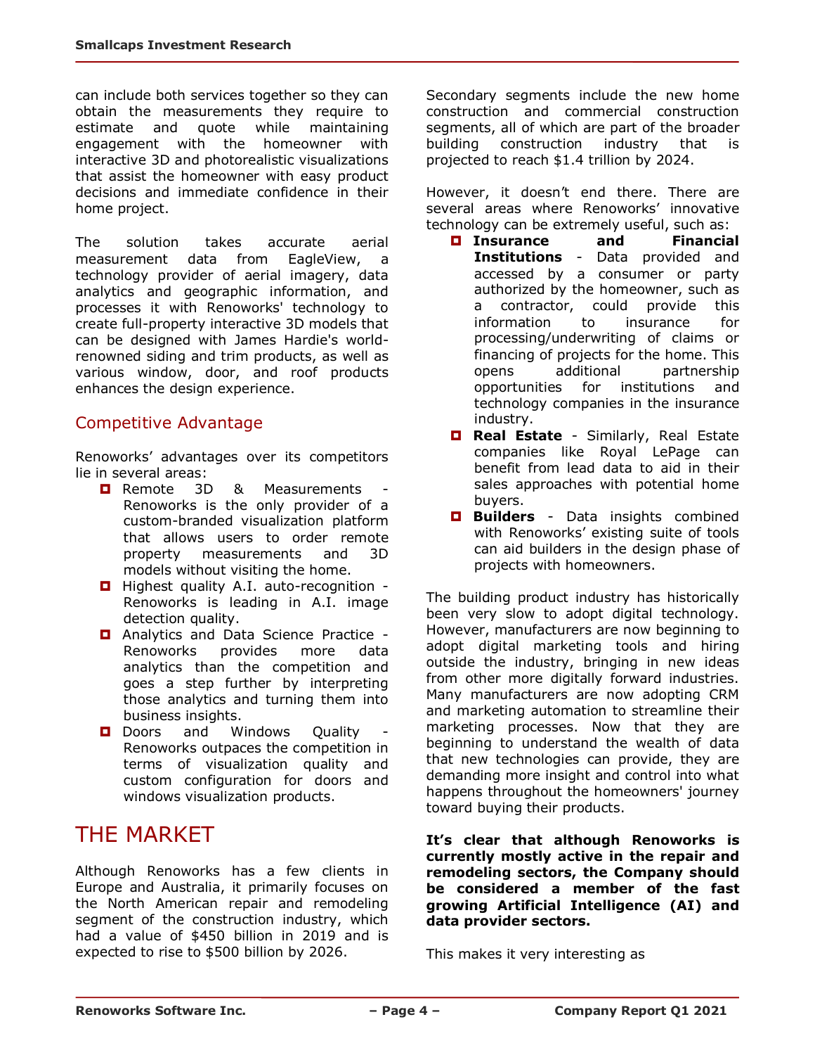can include both services together so they can obtain the measurements they require to estimate and quote while maintaining engagement with the homeowner with interactive 3D and photorealistic visualizations that assist the homeowner with easy product decisions and immediate confidence in their home project.

The solution takes accurate aerial measurement data from EagleView, a technology provider of aerial imagery, data analytics and geographic information, and processes it with Renoworks' technology to create full-property interactive 3D models that can be designed with James Hardie's world-renowned siding and trim products, as well as various window, door, and roof products enhances the design experience.

## Competitive Advantage

Renoworks' advantages over its competitors lie in several areas:

- Remote 3D & Measurements - Renoworks is the only provider of a custom-branded visualization platform that allows users to order remote property measurements and 3D models without visiting the home.
- Highest quality A.I. auto-recognition - Renoworks is leading in A.I. image detection quality.
- Analytics and Data Science Practice - Renoworks provides more data analytics than the competition and goes a step further by interpreting those analytics and turning them into business insights.
- Doors and Windows Quality - Renoworks outpaces the competition in terms of visualization quality and custom configuration for doors and windows visualization products.

# THE MARKET

Although Renoworks has a few clients in Europe and Australia, it primarily focuses on the North American repair and remodeling segment of the construction industry, which had a value of $450 billion in 2019 and is expected to rise to $500 billion by 2026.

Secondary segments include the new home construction and commercial construction segments, all of which are part of the broader building construction industry that is projected to reach $1.4 trillion by 2024.

However, it doesn't end there. There are several areas where Renoworks' innovative technology can be extremely useful, such as:

- **Insurance and Financial Institutions** - Data provided and accessed by a consumer or party authorized by the homeowner, such as a contractor, could provide this information to insurance for processing/underwriting of claims or financing of projects for the home. This opens additional partnership opportunities for institutions and technology companies in the insurance industry.
- **Real Estate** - Similarly, Real Estate companies like Royal LePage can benefit from lead data to aid in their sales approaches with potential home buyers.
- **Builders** - Data insights combined with Renoworks' existing suite of tools can aid builders in the design phase of projects with homeowners.

The building product industry has historically been very slow to adopt digital technology. However, manufacturers are now beginning to adopt digital marketing tools and hiring outside the industry, bringing in new ideas from other more digitally forward industries. Many manufacturers are now adopting CRM and marketing automation to streamline their marketing processes. Now that they are beginning to understand the wealth of data that new technologies can provide, they are demanding more insight and control into what happens throughout the homeowners' journey toward buying their products.

**It's clear that although Renoworks is currently mostly active in the repair and remodeling sectors, the Company should be considered a member of the fast growing Artificial Intelligence (AI) and data provider sectors.**

This makes it very interesting as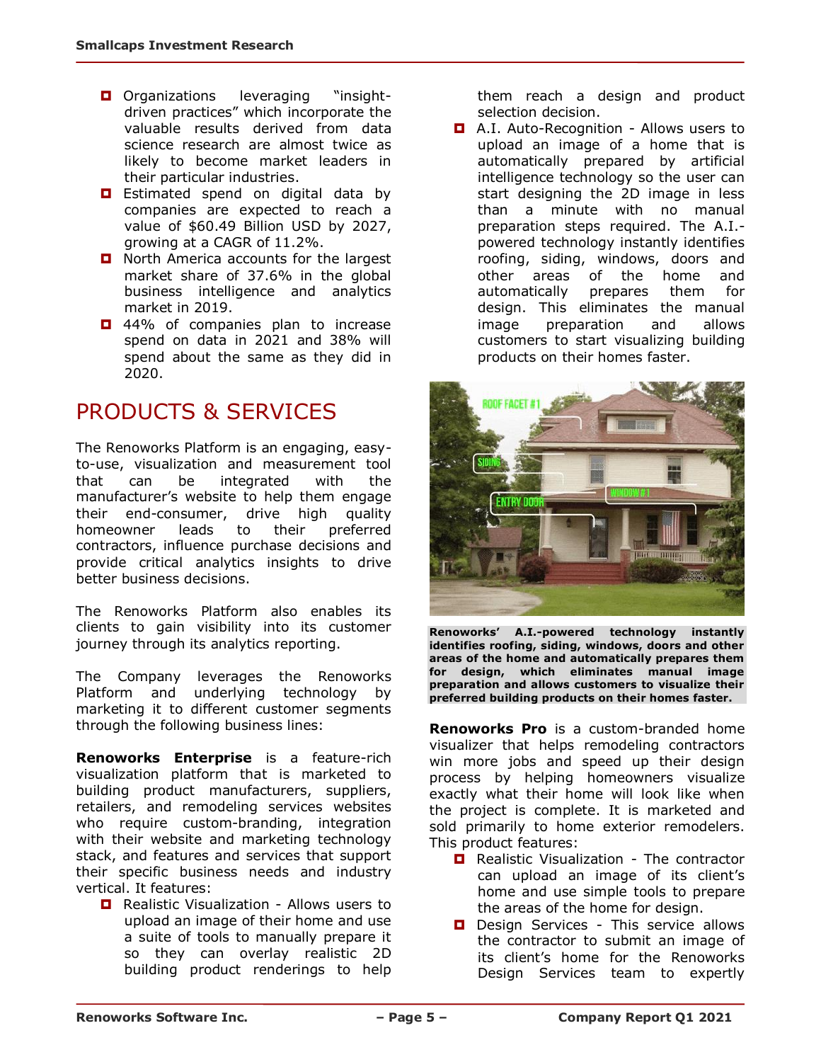- Organizations leveraging "insight-driven practices" which incorporate the valuable results derived from data science research are almost twice as likely to become market leaders in their particular industries.
- Estimated spend on digital data by companies are expected to reach a value of $60.49 Billion USD by 2027, growing at a CAGR of 11.2%.
- North America accounts for the largest market share of 37.6% in the global business intelligence and analytics market in 2019.
- 44% of companies plan to increase spend on data in 2021 and 38% will spend about the same as they did in 2020.

# PRODUCTS & SERVICES

The Renoworks Platform is an engaging, easy-to-use, visualization and measurement tool that can be integrated with the manufacturer's website to help them engage their end-consumer, drive high quality homeowner leads to their preferred contractors, influence purchase decisions and provide critical analytics insights to drive better business decisions.

The Renoworks Platform also enables its clients to gain visibility into its customer journey through its analytics reporting.

The Company leverages the Renoworks Platform and underlying technology by marketing it to different customer segments through the following business lines:

**Renoworks Enterprise** is a feature-rich visualization platform that is marketed to building product manufacturers, suppliers, retailers, and remodeling services websites who require custom-branding, integration with their website and marketing technology stack, and features and services that support their specific business needs and industry vertical. It features:

- Realistic Visualization - Allows users to upload an image of their home and use a suite of tools to manually prepare it so they can overlay realistic 2D building product renderings to help them reach a design and product selection decision.
- A.I. Auto-Recognition - Allows users to upload an image of a home that is automatically prepared by artificial intelligence technology so the user can start designing the 2D image in less than a minute with no manual preparation steps required. The A.I.-powered technology instantly identifies roofing, siding, windows, doors and other areas of the home and automatically prepares them for design. This eliminates the manual image preparation and allows customers to start visualizing building products on their homes faster.

**Renoworks' A.I.-powered technology instantly identifies roofing, siding, windows, doors and other areas of the home and automatically prepares them for design, which eliminates manual image preparation and allows customers to visualize their preferred building products on their homes faster.**

**Renoworks Pro** is a custom-branded home visualizer that helps remodeling contractors win more jobs and speed up their design process by helping homeowners visualize exactly what their home will look like when the project is complete. It is marketed and sold primarily to home exterior remodelers. This product features:

- Realistic Visualization - The contractor can upload an image of its client's home and use simple tools to prepare the areas of the home for design.
- Design Services - This service allows the contractor to submit an image of its client's home for the Renoworks Design Services team to expertly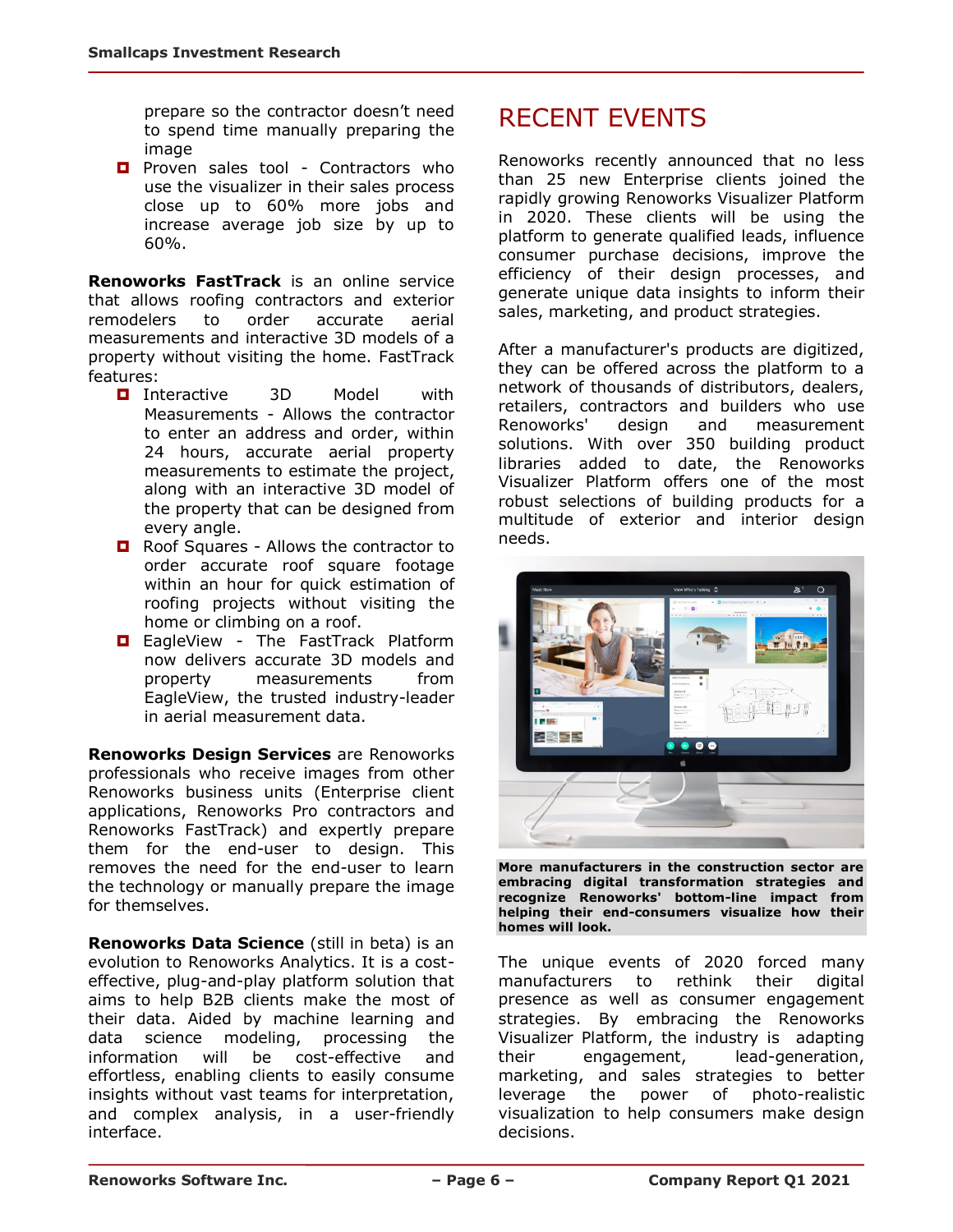prepare so the contractor doesn't need to spend time manually preparing the image

- Proven sales tool - Contractors who use the visualizer in their sales process close up to 60% more jobs and increase average job size by up to 60%.

**Renoworks FastTrack** is an online service that allows roofing contractors and exterior remodelers to order accurate aerial measurements and interactive 3D models of a property without visiting the home. FastTrack features:

- Interactive 3D Model with Measurements - Allows the contractor to enter an address and order, within 24 hours, accurate aerial property measurements to estimate the project, along with an interactive 3D model of the property that can be designed from every angle.
- Roof Squares - Allows the contractor to order accurate roof square footage within an hour for quick estimation of roofing projects without visiting the home or climbing on a roof.
- EagleView - The FastTrack Platform now delivers accurate 3D models and property measurements from EagleView, the trusted industry-leader in aerial measurement data.

**Renoworks Design Services** are Renoworks professionals who receive images from other Renoworks business units (Enterprise client applications, Renoworks Pro contractors and Renoworks FastTrack) and expertly prepare them for the end-user to design. This removes the need for the end-user to learn the technology or manually prepare the image for themselves.

**Renoworks Data Science** (still in beta) is an evolution to Renoworks Analytics. It is a cost-effective, plug-and-play platform solution that aims to help B2B clients make the most of their data. Aided by machine learning and data science modeling, processing the information will be cost-effective and effortless, enabling clients to easily consume insights without vast teams for interpretation, and complex analysis, in a user-friendly interface.

# RECENT EVENTS

Renoworks recently announced that no less than 25 new Enterprise clients joined the rapidly growing Renoworks Visualizer Platform in 2020. These clients will be using the platform to generate qualified leads, influence consumer purchase decisions, improve the efficiency of their design processes, and generate unique data insights to inform their sales, marketing, and product strategies.

After a manufacturer's products are digitized, they can be offered across the platform to a network of thousands of distributors, dealers, retailers, contractors and builders who use Renoworks' design and measurement solutions. With over 350 building product libraries added to date, the Renoworks Visualizer Platform offers one of the most robust selections of building products for a multitude of exterior and interior design needs.

**More manufacturers in the construction sector are embracing digital transformation strategies and recognize Renoworks' bottom-line impact from helping their end-consumers visualize how their homes will look.**

The unique events of 2020 forced many manufacturers to rethink their digital presence as well as consumer engagement strategies. By embracing the Renoworks Visualizer Platform, the industry is adapting their engagement, lead-generation, marketing, and sales strategies to better leverage the power of photo-realistic visualization to help consumers make design decisions.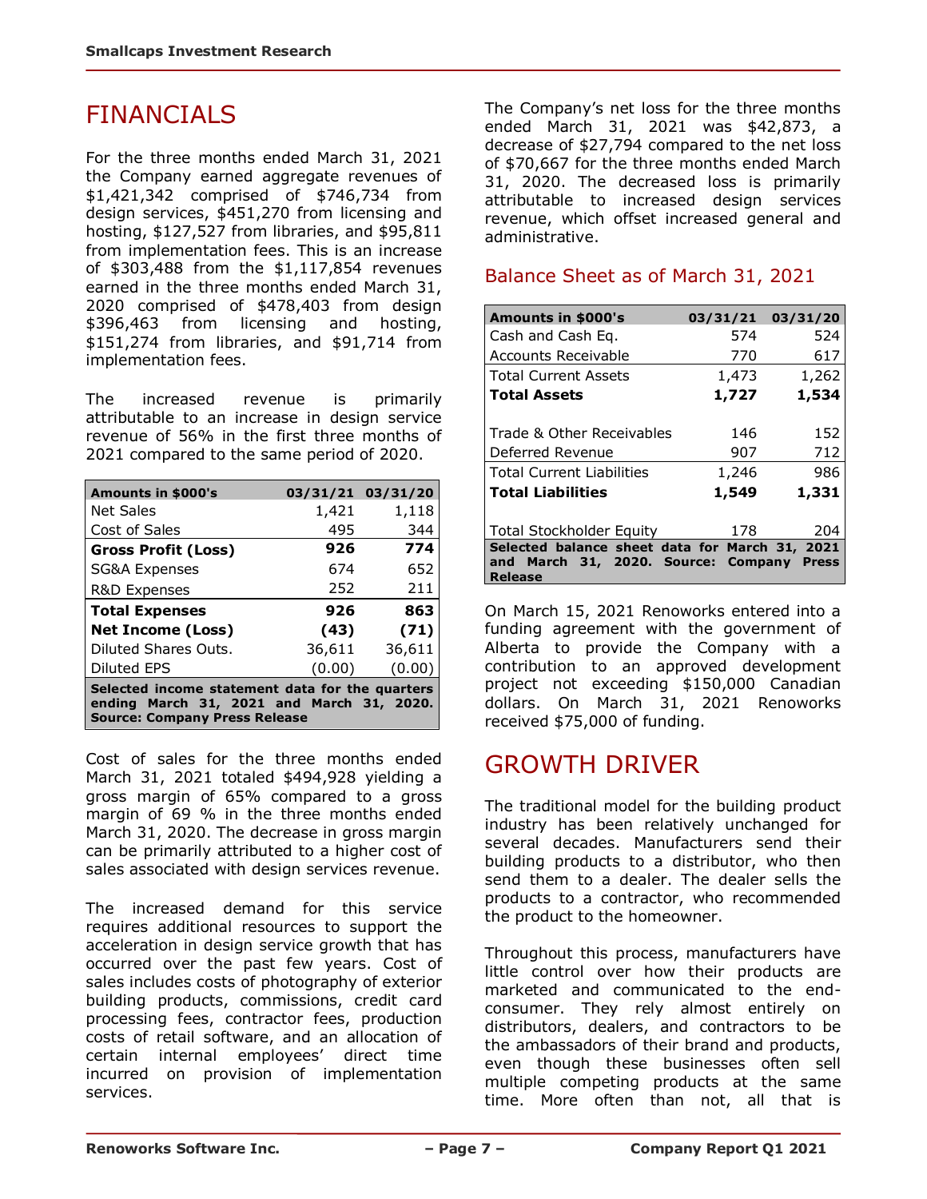# FINANCIALS

For the three months ended March 31, 2021 the Company earned aggregate revenues of $1,421,342 comprised of $746,734 from design services, $451,270 from licensing and hosting, $127,527 from libraries, and $95,811 from implementation fees. This is an increase of $303,488 from the $1,117,854 revenues earned in the three months ended March 31, 2020 comprised of $478,403 from design $396,463 from licensing and hosting, $151,274 from libraries, and $91,714 from implementation fees.

The increased revenue is primarily attributable to an increase in design service revenue of 56% in the first three months of 2021 compared to the same period of 2020.

| Amounts in $000's | 03/31/21 | 03/31/20 |
|---|---|---|
| Net Sales | 1,421 | 1,118 |
| Cost of Sales | 495 | 344 |
| **Gross Profit (Loss)** | **926** | **774** |
| SG&A Expenses | 674 | 652 |
| R&D Expenses | 252 | 211 |
| **Total Expenses** | **926** | **863** |
| **Net Income (Loss)** | **(43)** | **(71)** |
| Diluted Shares Outs. | 36,611 | 36,611 |
| Diluted EPS | (0.00) | (0.00) |

**Selected income statement data for the quarters ending March 31, 2021 and March 31, 2020. Source: Company Press Release**

Cost of sales for the three months ended March 31, 2021 totaled $494,928 yielding a gross margin of 65% compared to a gross margin of 69 % in the three months ended March 31, 2020. The decrease in gross margin can be primarily attributed to a higher cost of sales associated with design services revenue.

The increased demand for this service requires additional resources to support the acceleration in design service growth that has occurred over the past few years. Cost of sales includes costs of photography of exterior building products, commissions, credit card processing fees, contractor fees, production costs of retail software, and an allocation of certain internal employees' direct time incurred on provision of implementation services.

The Company's net loss for the three months ended March 31, 2021 was $42,873, a decrease of $27,794 compared to the net loss of $70,667 for the three months ended March 31, 2020. The decreased loss is primarily attributable to increased design services revenue, which offset increased general and administrative.

## Balance Sheet as of March 31, 2021

| Amounts in $000's | 03/31/21 | 03/31/20 |
|---|---|---|
| Cash and Cash Eq. | 574 | 524 |
| Accounts Receivable | 770 | 617 |
| Total Current Assets | 1,473 | 1,262 |
| **Total Assets** | **1,727** | **1,534** |
| | | |
| Trade & Other Receivables | 146 | 152 |
| Deferred Revenue | 907 | 712 |
| Total Current Liabilities | 1,246 | 986 |
| **Total Liabilities** | **1,549** | **1,331** |
| | | |
| Total Stockholder Equity | 178 | 204 |

**Selected balance sheet data for March 31, 2021 and March 31, 2020. Source: Company Press Release**

On March 15, 2021 Renoworks entered into a funding agreement with the government of Alberta to provide the Company with a contribution to an approved development project not exceeding $150,000 Canadian dollars. On March 31, 2021 Renoworks received $75,000 of funding.

# GROWTH DRIVER

The traditional model for the building product industry has been relatively unchanged for several decades. Manufacturers send their building products to a distributor, who then send them to a dealer. The dealer sells the products to a contractor, who recommended the product to the homeowner.

Throughout this process, manufacturers have little control over how their products are marketed and communicated to the end-consumer. They rely almost entirely on distributors, dealers, and contractors to be the ambassadors of their brand and products, even though these businesses often sell multiple competing products at the same time. More often than not, all that is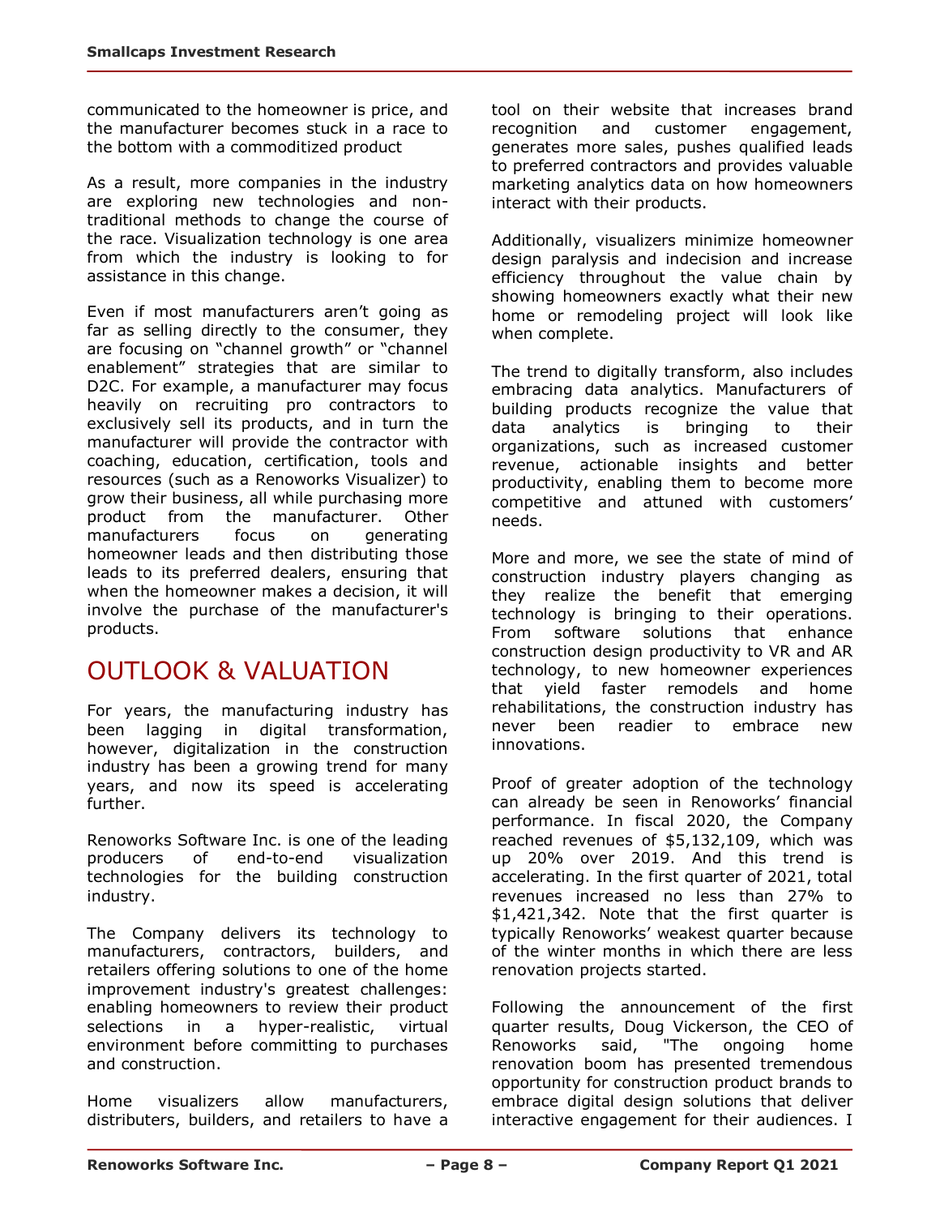communicated to the homeowner is price, and the manufacturer becomes stuck in a race to the bottom with a commoditized product

As a result, more companies in the industry are exploring new technologies and non-traditional methods to change the course of the race. Visualization technology is one area from which the industry is looking to for assistance in this change.

Even if most manufacturers aren't going as far as selling directly to the consumer, they are focusing on "channel growth" or "channel enablement" strategies that are similar to D2C. For example, a manufacturer may focus heavily on recruiting pro contractors to exclusively sell its products, and in turn the manufacturer will provide the contractor with coaching, education, certification, tools and resources (such as a Renoworks Visualizer) to grow their business, all while purchasing more product from the manufacturer. Other manufacturers focus on generating homeowner leads and then distributing those leads to its preferred dealers, ensuring that when the homeowner makes a decision, it will involve the purchase of the manufacturer's products.

# OUTLOOK & VALUATION

For years, the manufacturing industry has been lagging in digital transformation, however, digitalization in the construction industry has been a growing trend for many years, and now its speed is accelerating further.

Renoworks Software Inc. is one of the leading producers of end-to-end visualization technologies for the building construction industry.

The Company delivers its technology to manufacturers, contractors, builders, and retailers offering solutions to one of the home improvement industry's greatest challenges: enabling homeowners to review their product selections in a hyper-realistic, virtual environment before committing to purchases and construction.

Home visualizers allow manufacturers, distributers, builders, and retailers to have a tool on their website that increases brand recognition and customer engagement, generates more sales, pushes qualified leads to preferred contractors and provides valuable marketing analytics data on how homeowners interact with their products.

Additionally, visualizers minimize homeowner design paralysis and indecision and increase efficiency throughout the value chain by showing homeowners exactly what their new home or remodeling project will look like when complete.

The trend to digitally transform, also includes embracing data analytics. Manufacturers of building products recognize the value that data analytics is bringing to their organizations, such as increased customer revenue, actionable insights and better productivity, enabling them to become more competitive and attuned with customers' needs.

More and more, we see the state of mind of construction industry players changing as they realize the benefit that emerging technology is bringing to their operations. From software solutions that enhance construction design productivity to VR and AR technology, to new homeowner experiences that yield faster remodels and home rehabilitations, the construction industry has never been readier to embrace new innovations.

Proof of greater adoption of the technology can already be seen in Renoworks' financial performance. In fiscal 2020, the Company reached revenues of $5,132,109, which was up 20% over 2019. And this trend is accelerating. In the first quarter of 2021, total revenues increased no less than 27% to $1,421,342. Note that the first quarter is typically Renoworks' weakest quarter because of the winter months in which there are less renovation projects started.

Following the announcement of the first quarter results, Doug Vickerson, the CEO of Renoworks said, "The ongoing home renovation boom has presented tremendous opportunity for construction product brands to embrace digital design solutions that deliver interactive engagement for their audiences. I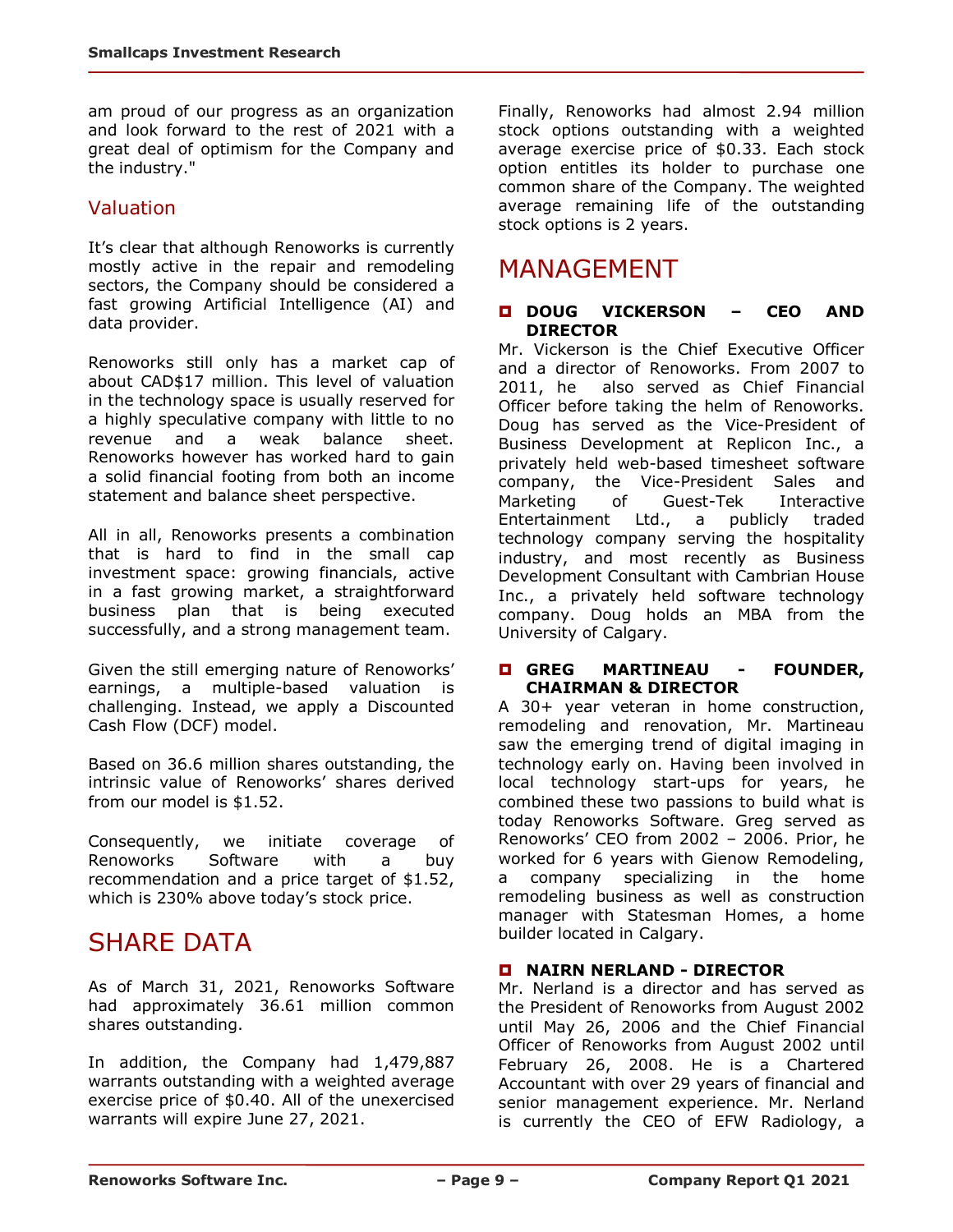am proud of our progress as an organization and look forward to the rest of 2021 with a great deal of optimism for the Company and the industry."

## Valuation

It's clear that although Renoworks is currently mostly active in the repair and remodeling sectors, the Company should be considered a fast growing Artificial Intelligence (AI) and data provider.

Renoworks still only has a market cap of about CAD$17 million. This level of valuation in the technology space is usually reserved for a highly speculative company with little to no revenue and a weak balance sheet. Renoworks however has worked hard to gain a solid financial footing from both an income statement and balance sheet perspective.

All in all, Renoworks presents a combination that is hard to find in the small cap investment space: growing financials, active in a fast growing market, a straightforward business plan that is being executed successfully, and a strong management team.

Given the still emerging nature of Renoworks' earnings, a multiple-based valuation is challenging. Instead, we apply a Discounted Cash Flow (DCF) model.

Based on 36.6 million shares outstanding, the intrinsic value of Renoworks' shares derived from our model is $1.52.

Consequently, we initiate coverage of Renoworks Software with a buy recommendation and a price target of $1.52, which is 230% above today's stock price.

# SHARE DATA

As of March 31, 2021, Renoworks Software had approximately 36.61 million common shares outstanding.

In addition, the Company had 1,479,887 warrants outstanding with a weighted average exercise price of $0.40. All of the unexercised warrants will expire June 27, 2021.

Finally, Renoworks had almost 2.94 million stock options outstanding with a weighted average exercise price of $0.33. Each stock option entitles its holder to purchase one common share of the Company. The weighted average remaining life of the outstanding stock options is 2 years.

# MANAGEMENT

### DOUG VICKERSON – CEO AND DIRECTOR

Mr. Vickerson is the Chief Executive Officer and a director of Renoworks. From 2007 to 2011, he also served as Chief Financial Officer before taking the helm of Renoworks. Doug has served as the Vice-President of Business Development at Replicon Inc., a privately held web-based timesheet software company, the Vice-President Sales and Marketing of Guest-Tek Interactive Entertainment Ltd., a publicly traded technology company serving the hospitality industry, and most recently as Business Development Consultant with Cambrian House Inc., a privately held software technology company. Doug holds an MBA from the University of Calgary.

### GREG MARTINEAU - FOUNDER, CHAIRMAN & DIRECTOR

A 30+ year veteran in home construction, remodeling and renovation, Mr. Martineau saw the emerging trend of digital imaging in technology early on. Having been involved in local technology start-ups for years, he combined these two passions to build what is today Renoworks Software. Greg served as Renoworks' CEO from 2002 – 2006. Prior, he worked for 6 years with Gienow Remodeling, a company specializing in the home remodeling business as well as construction manager with Statesman Homes, a home builder located in Calgary.

### NAIRN NERLAND - DIRECTOR

Mr. Nerland is a director and has served as the President of Renoworks from August 2002 until May 26, 2006 and the Chief Financial Officer of Renoworks from August 2002 until February 26, 2008. He is a Chartered Accountant with over 29 years of financial and senior management experience. Mr. Nerland is currently the CEO of EFW Radiology, a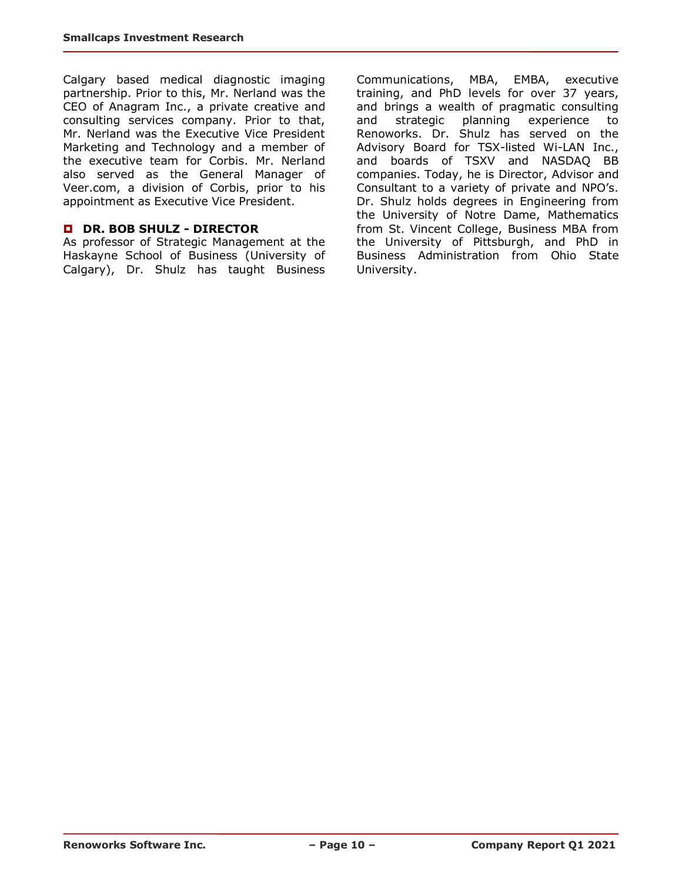Calgary based medical diagnostic imaging partnership. Prior to this, Mr. Nerland was the CEO of Anagram Inc., a private creative and consulting services company. Prior to that, Mr. Nerland was the Executive Vice President Marketing and Technology and a member of the executive team for Corbis. Mr. Nerland also served as the General Manager of Veer.com, a division of Corbis, prior to his appointment as Executive Vice President.

### DR. BOB SHULZ - DIRECTOR

As professor of Strategic Management at the Haskayne School of Business (University of Calgary), Dr. Shulz has taught Business Communications, MBA, EMBA, executive training, and PhD levels for over 37 years, and brings a wealth of pragmatic consulting and strategic planning experience to Renoworks. Dr. Shulz has served on the Advisory Board for TSX-listed Wi-LAN Inc., and boards of TSXV and NASDAQ BB companies. Today, he is Director, Advisor and Consultant to a variety of private and NPO's. Dr. Shulz holds degrees in Engineering from the University of Notre Dame, Mathematics from St. Vincent College, Business MBA from the University of Pittsburgh, and PhD in Business Administration from Ohio State University.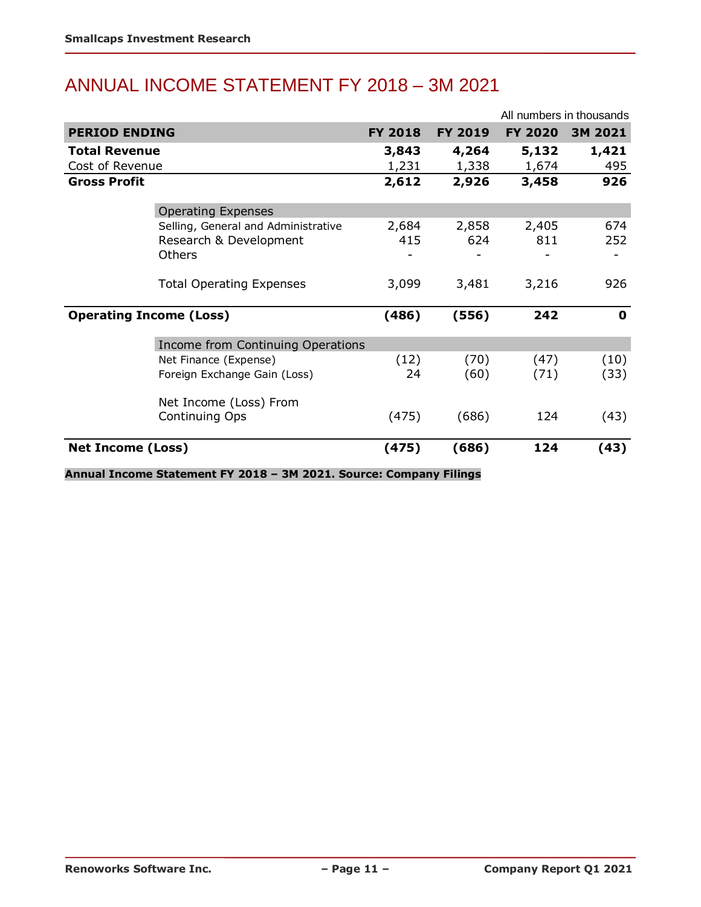# ANNUAL INCOME STATEMENT FY 2018 – 3M 2021

All numbers in thousands

| PERIOD ENDING | FY 2018 | FY 2019 | FY 2020 | 3M 2021 |
|---|---|---|---|---|
| **Total Revenue** | **3,843** | **4,264** | **5,132** | **1,421** |
| Cost of Revenue | 1,231 | 1,338 | 1,674 | 495 |
| **Gross Profit** | **2,612** | **2,926** | **3,458** | **926** |
| Operating Expenses | | | | |
| Selling, General and Administrative | 2,684 | 2,858 | 2,405 | 674 |
| Research & Development | 415 | 624 | 811 | 252 |
| Others | - | - | - | - |
| Total Operating Expenses | 3,099 | 3,481 | 3,216 | 926 |
| **Operating Income (Loss)** | **(486)** | **(556)** | **242** | **0** |
| Income from Continuing Operations | | | | |
| Net Finance (Expense) | (12) | (70) | (47) | (10) |
| Foreign Exchange Gain (Loss) | 24 | (60) | (71) | (33) |
| Net Income (Loss) From Continuing Ops | (475) | (686) | 124 | (43) |
| **Net Income (Loss)** | **(475)** | **(686)** | **124** | **(43)** |

**Annual Income Statement FY 2018 – 3M 2021. Source: Company Filings**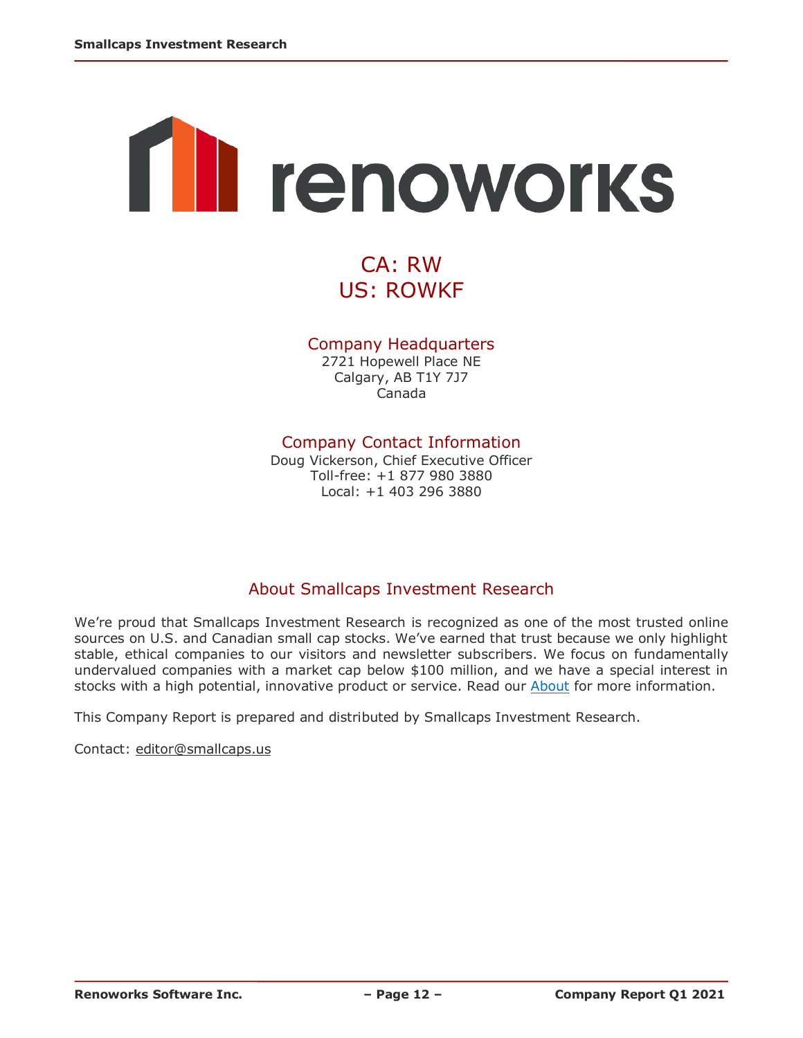renoworks

CA: RW
US: ROWKF

## Company Headquarters

2721 Hopewell Place NE
Calgary, AB T1Y 7J7
Canada

## Company Contact Information

Doug Vickerson, Chief Executive Officer
Toll-free: +1 877 980 3880
Local: +1 403 296 3880

## About Smallcaps Investment Research

We're proud that Smallcaps Investment Research is recognized as one of the most trusted online sources on U.S. and Canadian small cap stocks. We've earned that trust because we only highlight stable, ethical companies to our visitors and newsletter subscribers. We focus on fundamentally undervalued companies with a market cap below $100 million, and we have a special interest in stocks with a high potential, innovative product or service. Read our About for more information.

This Company Report is prepared and distributed by Smallcaps Investment Research.

Contact: editor@smallcaps.us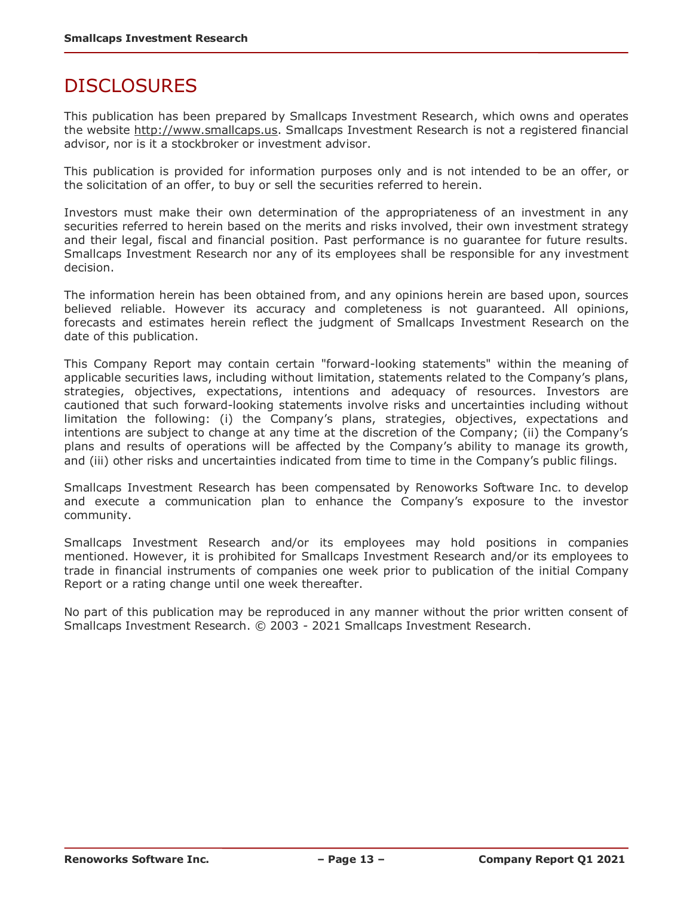# DISCLOSURES

This publication has been prepared by Smallcaps Investment Research, which owns and operates the website http://www.smallcaps.us. Smallcaps Investment Research is not a registered financial advisor, nor is it a stockbroker or investment advisor.

This publication is provided for information purposes only and is not intended to be an offer, or the solicitation of an offer, to buy or sell the securities referred to herein.

Investors must make their own determination of the appropriateness of an investment in any securities referred to herein based on the merits and risks involved, their own investment strategy and their legal, fiscal and financial position. Past performance is no guarantee for future results. Smallcaps Investment Research nor any of its employees shall be responsible for any investment decision.

The information herein has been obtained from, and any opinions herein are based upon, sources believed reliable. However its accuracy and completeness is not guaranteed. All opinions, forecasts and estimates herein reflect the judgment of Smallcaps Investment Research on the date of this publication.

This Company Report may contain certain "forward-looking statements" within the meaning of applicable securities laws, including without limitation, statements related to the Company's plans, strategies, objectives, expectations, intentions and adequacy of resources. Investors are cautioned that such forward-looking statements involve risks and uncertainties including without limitation the following: (i) the Company's plans, strategies, objectives, expectations and intentions are subject to change at any time at the discretion of the Company; (ii) the Company's plans and results of operations will be affected by the Company's ability to manage its growth, and (iii) other risks and uncertainties indicated from time to time in the Company's public filings.

Smallcaps Investment Research has been compensated by Renoworks Software Inc. to develop and execute a communication plan to enhance the Company's exposure to the investor community.

Smallcaps Investment Research and/or its employees may hold positions in companies mentioned. However, it is prohibited for Smallcaps Investment Research and/or its employees to trade in financial instruments of companies one week prior to publication of the initial Company Report or a rating change until one week thereafter.

No part of this publication may be reproduced in any manner without the prior written consent of Smallcaps Investment Research. © 2003 - 2021 Smallcaps Investment Research.